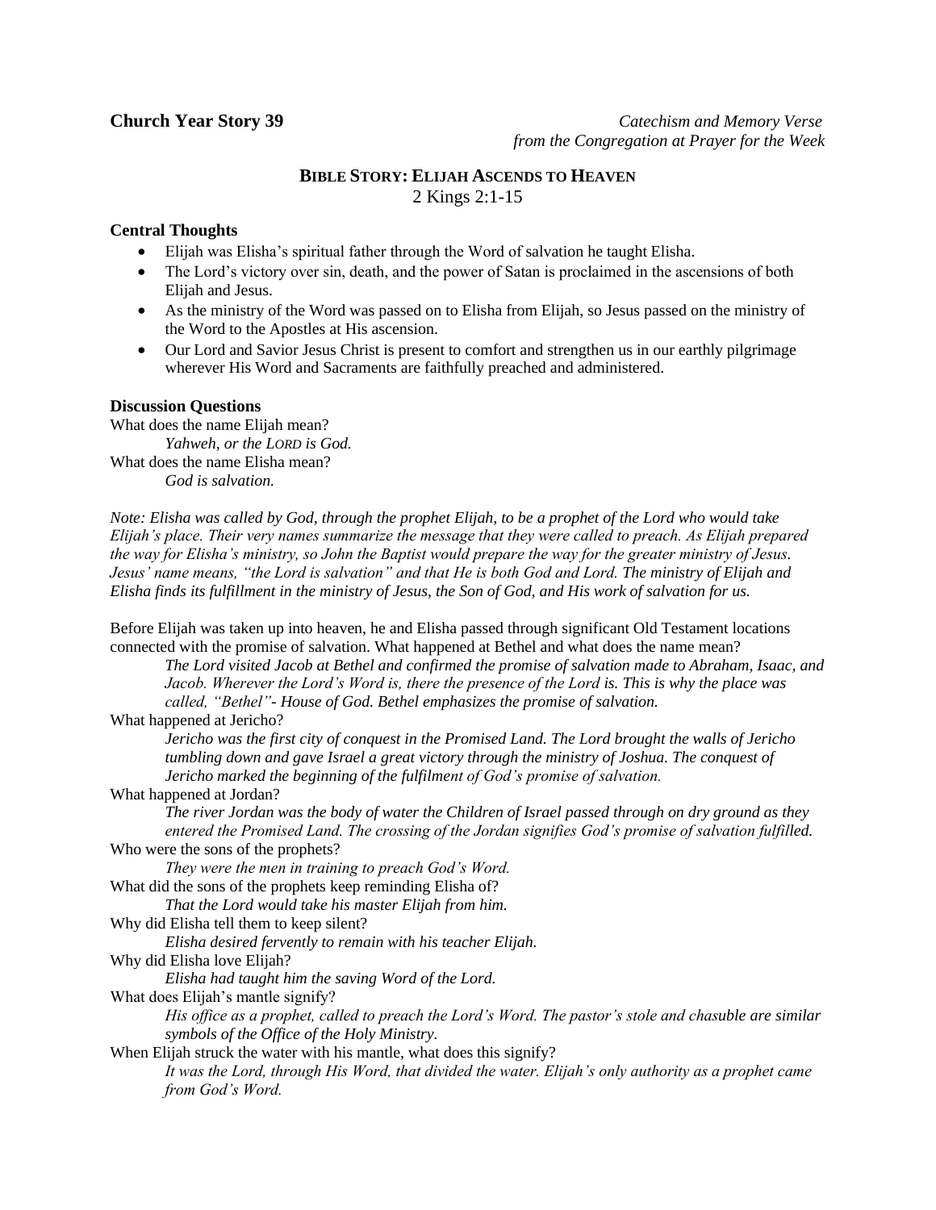**Church Year Story 39** *Catechism and Memory Verse from the Congregation at Prayer for the Week*

## BIBLE STORY: ELIJAH ASCENDS TO HEAVEN

2 Kings 2:1-15

### Central Thoughts

- Elijah was Elisha's spiritual father through the Word of salvation he taught Elisha.
- The Lord's victory over sin, death, and the power of Satan is proclaimed in the ascensions of both Elijah and Jesus.
- As the ministry of the Word was passed on to Elisha from Elijah, so Jesus passed on the ministry of the Word to the Apostles at His ascension.
- Our Lord and Savior Jesus Christ is present to comfort and strengthen us in our earthly pilgrimage wherever His Word and Sacraments are faithfully preached and administered.

### Discussion Questions

What does the name Elijah mean?

*Yahweh, or the LORD is God.*

What does the name Elisha mean?

*God is salvation.*

*Note: Elisha was called by God, through the prophet Elijah, to be a prophet of the Lord who would take Elijah's place. Their very names summarize the message that they were called to preach. As Elijah prepared the way for Elisha's ministry, so John the Baptist would prepare the way for the greater ministry of Jesus. Jesus' name means, "the Lord is salvation" and that He is both God and Lord. The ministry of Elijah and Elisha finds its fulfillment in the ministry of Jesus, the Son of God, and His work of salvation for us.*

Before Elijah was taken up into heaven, he and Elisha passed through significant Old Testament locations connected with the promise of salvation. What happened at Bethel and what does the name mean?

*The Lord visited Jacob at Bethel and confirmed the promise of salvation made to Abraham, Isaac, and Jacob. Wherever the Lord's Word is, there the presence of the Lord is. This is why the place was called, "Bethel"- House of God. Bethel emphasizes the promise of salvation.*

What happened at Jericho?

*Jericho was the first city of conquest in the Promised Land. The Lord brought the walls of Jericho tumbling down and gave Israel a great victory through the ministry of Joshua. The conquest of Jericho marked the beginning of the fulfilment of God's promise of salvation.*

What happened at Jordan?

*The river Jordan was the body of water the Children of Israel passed through on dry ground as they entered the Promised Land. The crossing of the Jordan signifies God's promise of salvation fulfilled.*

Who were the sons of the prophets?

*They were the men in training to preach God's Word.*

What did the sons of the prophets keep reminding Elisha of?

*That the Lord would take his master Elijah from him.*

Why did Elisha tell them to keep silent?

*Elisha desired fervently to remain with his teacher Elijah.*

Why did Elisha love Elijah?

*Elisha had taught him the saving Word of the Lord.*

What does Elijah's mantle signify?

*His office as a prophet, called to preach the Lord's Word. The pastor's stole and chasuble are similar symbols of the Office of the Holy Ministry.*

When Elijah struck the water with his mantle, what does this signify?

*It was the Lord, through His Word, that divided the water. Elijah's only authority as a prophet came from God's Word.*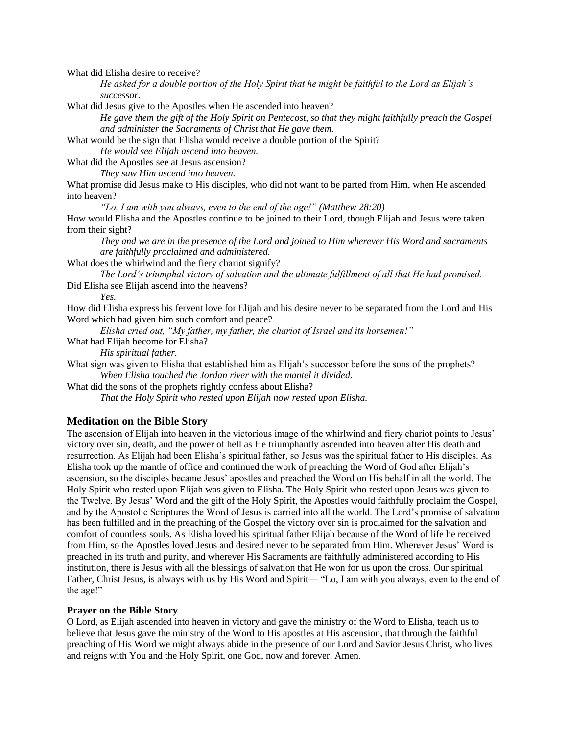What did Elisha desire to receive?

*He asked for a double portion of the Holy Spirit that he might be faithful to the Lord as Elijah's successor.*

What did Jesus give to the Apostles when He ascended into heaven?

*He gave them the gift of the Holy Spirit on Pentecost, so that they might faithfully preach the Gospel and administer the Sacraments of Christ that He gave them.*

What would be the sign that Elisha would receive a double portion of the Spirit?

*He would see Elijah ascend into heaven.*

What did the Apostles see at Jesus ascension?

*They saw Him ascend into heaven.*

What promise did Jesus make to His disciples, who did not want to be parted from Him, when He ascended into heaven?

*"Lo, I am with you always, even to the end of the age!" (Matthew 28:20)*

How would Elisha and the Apostles continue to be joined to their Lord, though Elijah and Jesus were taken from their sight?

*They and we are in the presence of the Lord and joined to Him wherever His Word and sacraments are faithfully proclaimed and administered.*

What does the whirlwind and the fiery chariot signify?

*The Lord's triumphal victory of salvation and the ultimate fulfillment of all that He had promised.*

Did Elisha see Elijah ascend into the heavens?

*Yes.*

How did Elisha express his fervent love for Elijah and his desire never to be separated from the Lord and His Word which had given him such comfort and peace?

*Elisha cried out, "My father, my father, the chariot of Israel and its horsemen!"*

What had Elijah become for Elisha?

*His spiritual father.*

What sign was given to Elisha that established him as Elijah's successor before the sons of the prophets?

*When Elisha touched the Jordan river with the mantel it divided.*

What did the sons of the prophets rightly confess about Elisha?

*That the Holy Spirit who rested upon Elijah now rested upon Elisha.*

## Meditation on the Bible Story

The ascension of Elijah into heaven in the victorious image of the whirlwind and fiery chariot points to Jesus' victory over sin, death, and the power of hell as He triumphantly ascended into heaven after His death and resurrection. As Elijah had been Elisha's spiritual father, so Jesus was the spiritual father to His disciples. As Elisha took up the mantle of office and continued the work of preaching the Word of God after Elijah's ascension, so the disciples became Jesus' apostles and preached the Word on His behalf in all the world. The Holy Spirit who rested upon Elijah was given to Elisha. The Holy Spirit who rested upon Jesus was given to the Twelve. By Jesus' Word and the gift of the Holy Spirit, the Apostles would faithfully proclaim the Gospel, and by the Apostolic Scriptures the Word of Jesus is carried into all the world. The Lord's promise of salvation has been fulfilled and in the preaching of the Gospel the victory over sin is proclaimed for the salvation and comfort of countless souls. As Elisha loved his spiritual father Elijah because of the Word of life he received from Him, so the Apostles loved Jesus and desired never to be separated from Him. Wherever Jesus' Word is preached in its truth and purity, and wherever His Sacraments are faithfully administered according to His institution, there is Jesus with all the blessings of salvation that He won for us upon the cross. Our spiritual Father, Christ Jesus, is always with us by His Word and Spirit— "Lo, I am with you always, even to the end of the age!"

### Prayer on the Bible Story

O Lord, as Elijah ascended into heaven in victory and gave the ministry of the Word to Elisha, teach us to believe that Jesus gave the ministry of the Word to His apostles at His ascension, that through the faithful preaching of His Word we might always abide in the presence of our Lord and Savior Jesus Christ, who lives and reigns with You and the Holy Spirit, one God, now and forever. Amen.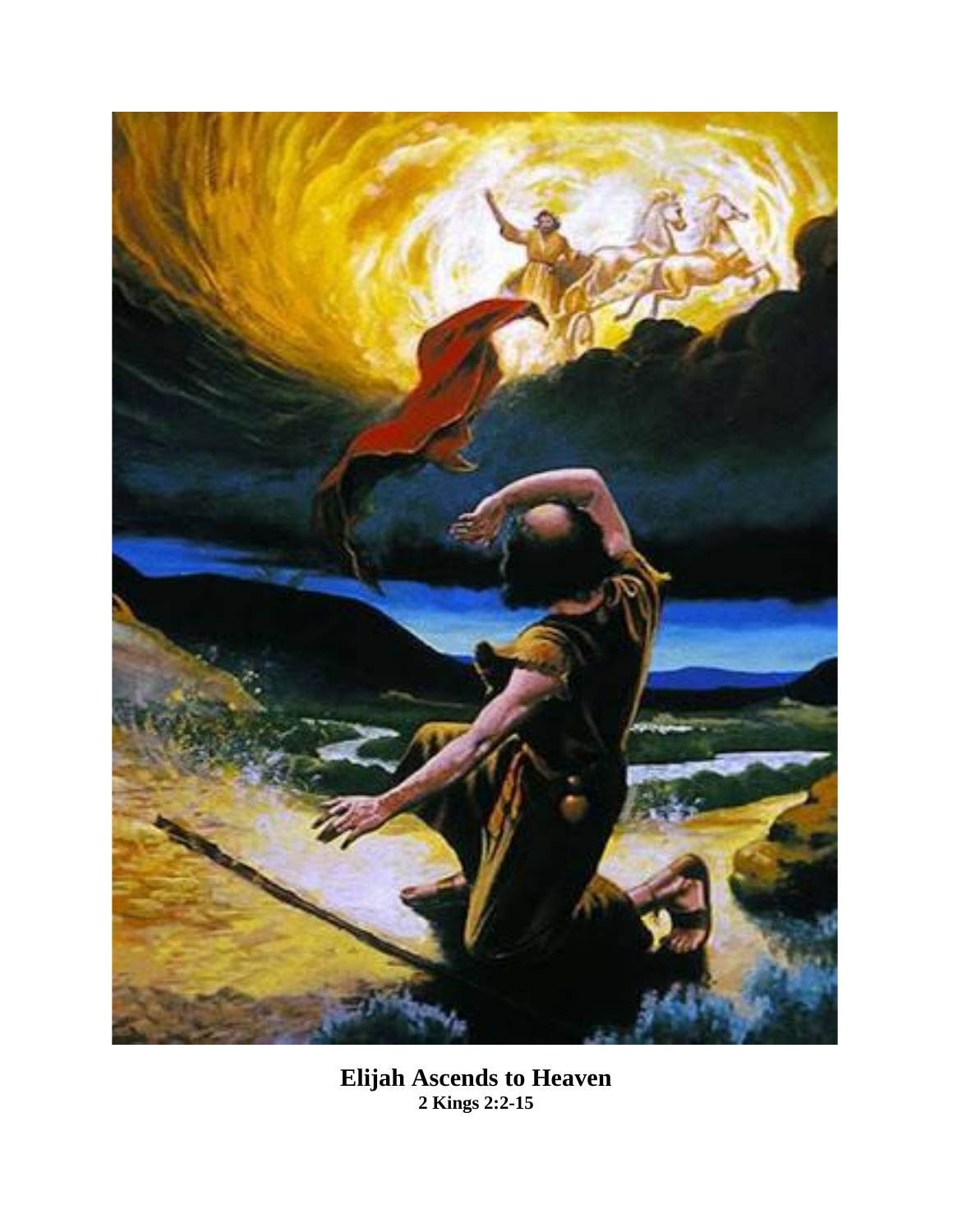**Elijah Ascends to Heaven**
**2 Kings 2:2-15**